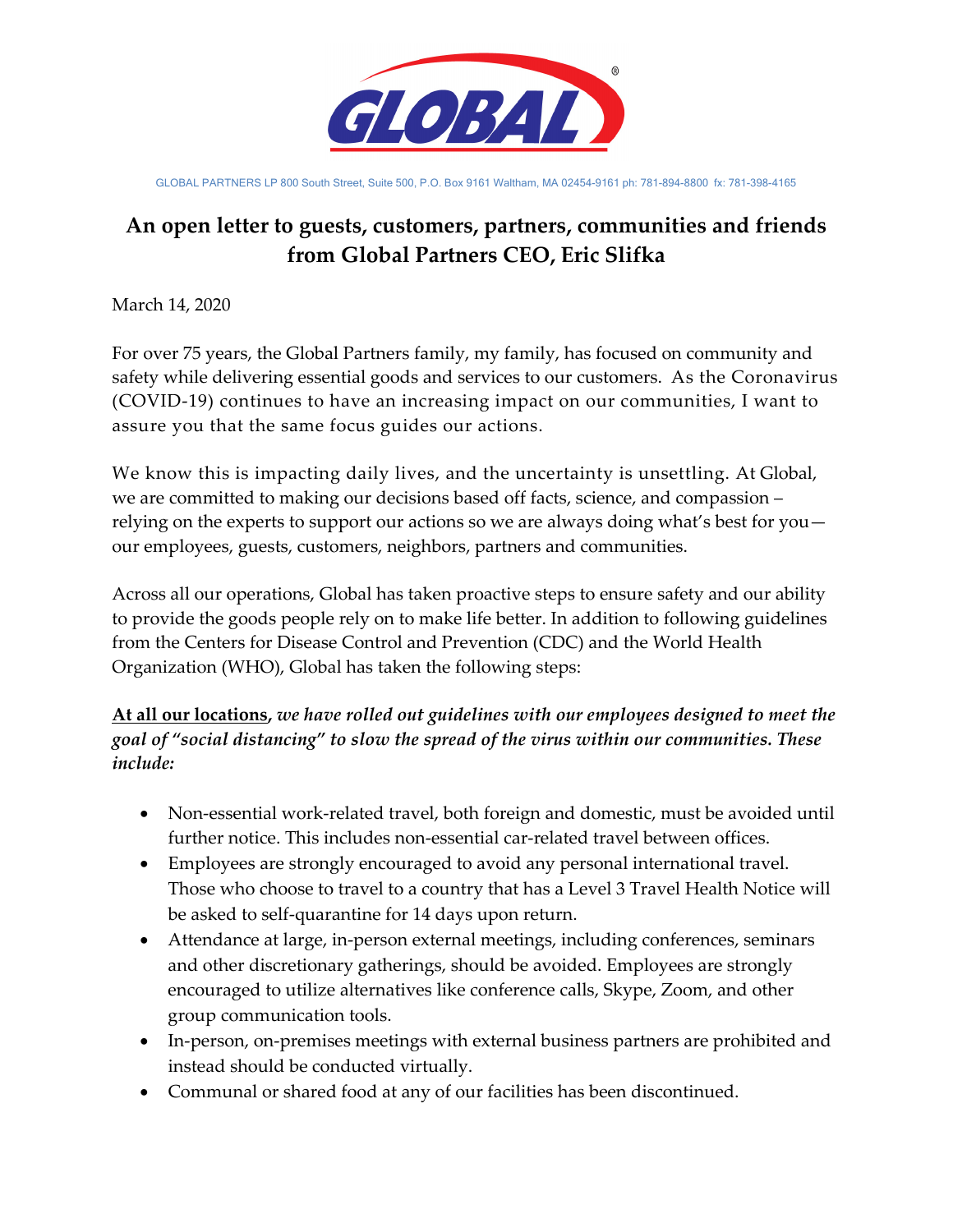GLOBAL PARTNERS LP 800 South Street, Suite 500, P.O. Box 9161 Waltham, MA 02454-9161 ph: 781-894-8800 fx: 781-398-4165

# An open letter to guests, customers, partners, communities and friends from Global Partners CEO, Eric Slifka

March 14, 2020

For over 75 years, the Global Partners family, my family, has focused on community and safety while delivering essential goods and services to our customers. As the Coronavirus (COVID-19) continues to have an increasing impact on our communities, I want to assure you that the same focus guides our actions.

We know this is impacting daily lives, and the uncertainty is unsettling. At Global, we are committed to making our decisions based off facts, science, and compassion – relying on the experts to support our actions so we are always doing what's best for you—our employees, guests, customers, neighbors, partners and communities.

Across all our operations, Global has taken proactive steps to ensure safety and our ability to provide the goods people rely on to make life better. In addition to following guidelines from the Centers for Disease Control and Prevention (CDC) and the World Health Organization (WHO), Global has taken the following steps:

**At all our locations**, ***we have rolled out guidelines with our employees designed to meet the goal of "social distancing" to slow the spread of the virus within our communities. These include:***

- Non-essential work-related travel, both foreign and domestic, must be avoided until further notice. This includes non-essential car-related travel between offices.
- Employees are strongly encouraged to avoid any personal international travel. Those who choose to travel to a country that has a Level 3 Travel Health Notice will be asked to self-quarantine for 14 days upon return.
- Attendance at large, in-person external meetings, including conferences, seminars and other discretionary gatherings, should be avoided. Employees are strongly encouraged to utilize alternatives like conference calls, Skype, Zoom, and other group communication tools.
- In-person, on-premises meetings with external business partners are prohibited and instead should be conducted virtually.
- Communal or shared food at any of our facilities has been discontinued.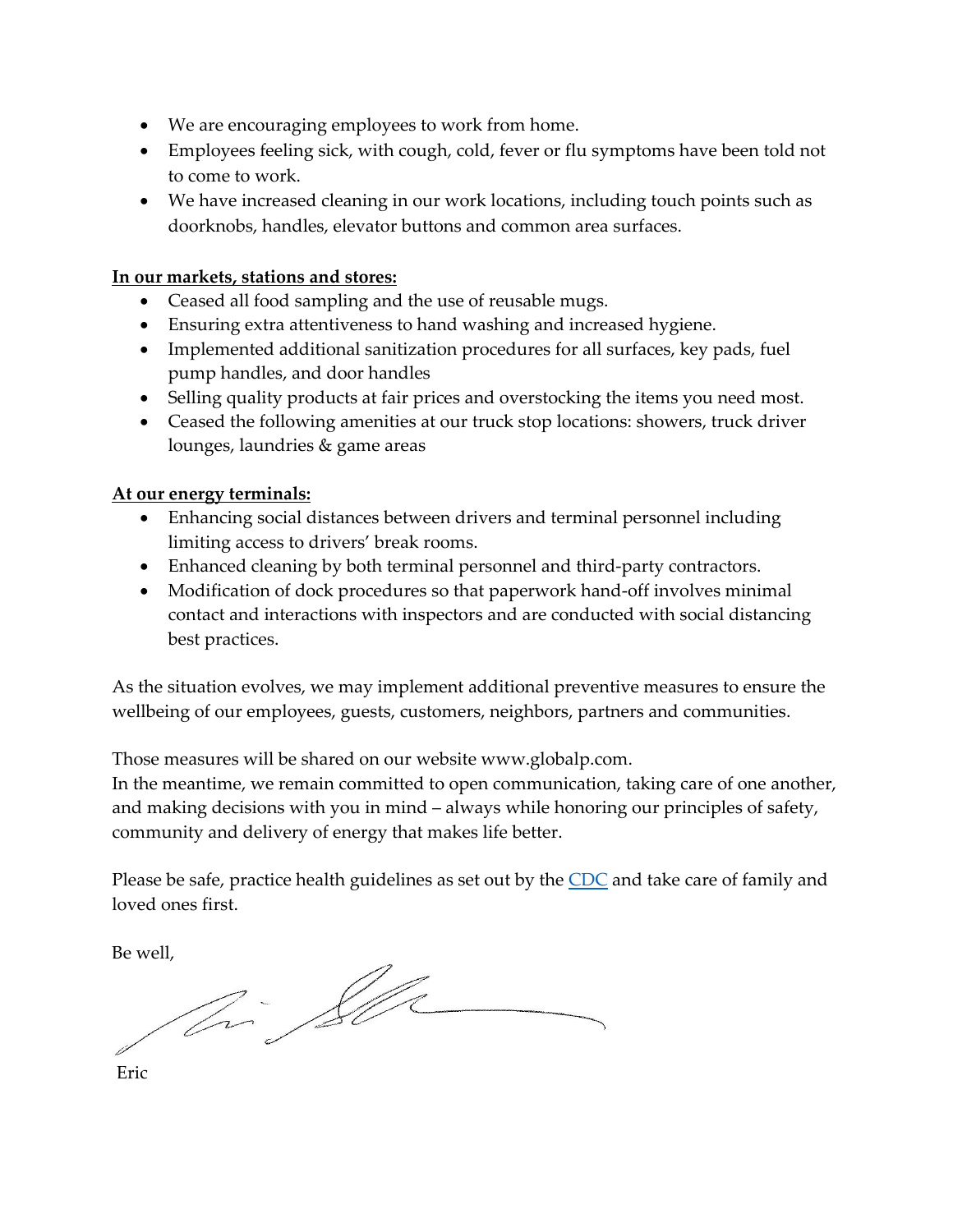- We are encouraging employees to work from home.
- Employees feeling sick, with cough, cold, fever or flu symptoms have been told not to come to work.
- We have increased cleaning in our work locations, including touch points such as doorknobs, handles, elevator buttons and common area surfaces.

**In our markets, stations and stores:**

- Ceased all food sampling and the use of reusable mugs.
- Ensuring extra attentiveness to hand washing and increased hygiene.
- Implemented additional sanitization procedures for all surfaces, key pads, fuel pump handles, and door handles
- Selling quality products at fair prices and overstocking the items you need most.
- Ceased the following amenities at our truck stop locations: showers, truck driver lounges, laundries & game areas

**At our energy terminals:**

- Enhancing social distances between drivers and terminal personnel including limiting access to drivers' break rooms.
- Enhanced cleaning by both terminal personnel and third-party contractors.
- Modification of dock procedures so that paperwork hand-off involves minimal contact and interactions with inspectors and are conducted with social distancing best practices.

As the situation evolves, we may implement additional preventive measures to ensure the wellbeing of our employees, guests, customers, neighbors, partners and communities.

Those measures will be shared on our website www.globalp.com.
In the meantime, we remain committed to open communication, taking care of one another, and making decisions with you in mind – always while honoring our principles of safety, community and delivery of energy that makes life better.

Please be safe, practice health guidelines as set out by the CDC and take care of family and loved ones first.

Be well,

Eric